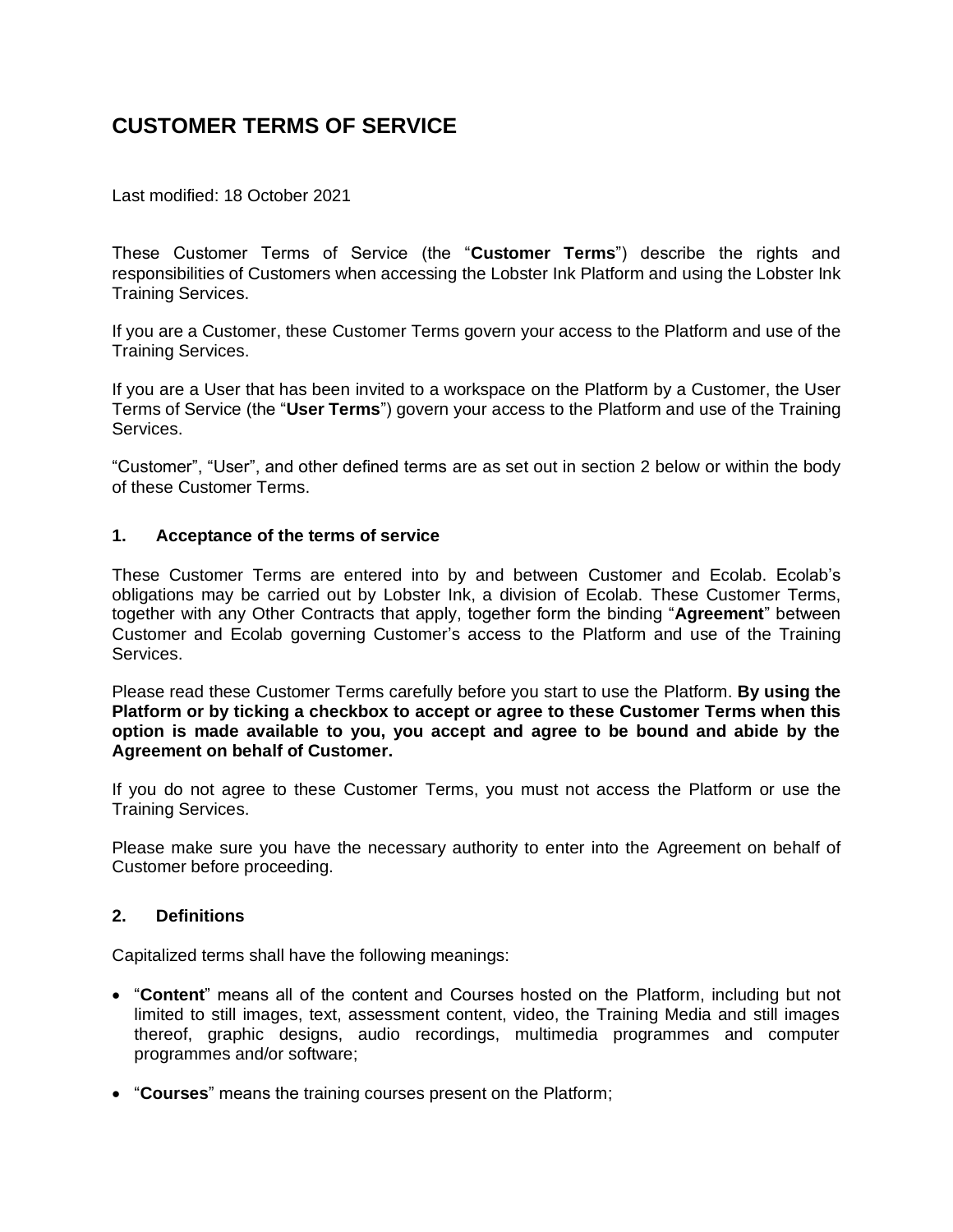# CUSTOMER TERMS OF SERVICE

Last modified: 18 October 2021

These Customer Terms of Service (the "**Customer Terms**") describe the rights and responsibilities of Customers when accessing the Lobster Ink Platform and using the Lobster Ink Training Services.

If you are a Customer, these Customer Terms govern your access to the Platform and use of the Training Services.

If you are a User that has been invited to a workspace on the Platform by a Customer, the User Terms of Service (the "**User Terms**") govern your access to the Platform and use of the Training Services.

"Customer", "User", and other defined terms are as set out in section 2 below or within the body of these Customer Terms.

## 1. Acceptance of the terms of service

These Customer Terms are entered into by and between Customer and Ecolab. Ecolab's obligations may be carried out by Lobster Ink, a division of Ecolab. These Customer Terms, together with any Other Contracts that apply, together form the binding "**Agreement**" between Customer and Ecolab governing Customer's access to the Platform and use of the Training Services.

Please read these Customer Terms carefully before you start to use the Platform. **By using the Platform or by ticking a checkbox to accept or agree to these Customer Terms when this option is made available to you, you accept and agree to be bound and abide by the Agreement on behalf of Customer.**

If you do not agree to these Customer Terms, you must not access the Platform or use the Training Services.

Please make sure you have the necessary authority to enter into the Agreement on behalf of Customer before proceeding.

## 2. Definitions

Capitalized terms shall have the following meanings:

- "**Content**" means all of the content and Courses hosted on the Platform, including but not limited to still images, text, assessment content, video, the Training Media and still images thereof, graphic designs, audio recordings, multimedia programmes and computer programmes and/or software;
- "**Courses**" means the training courses present on the Platform;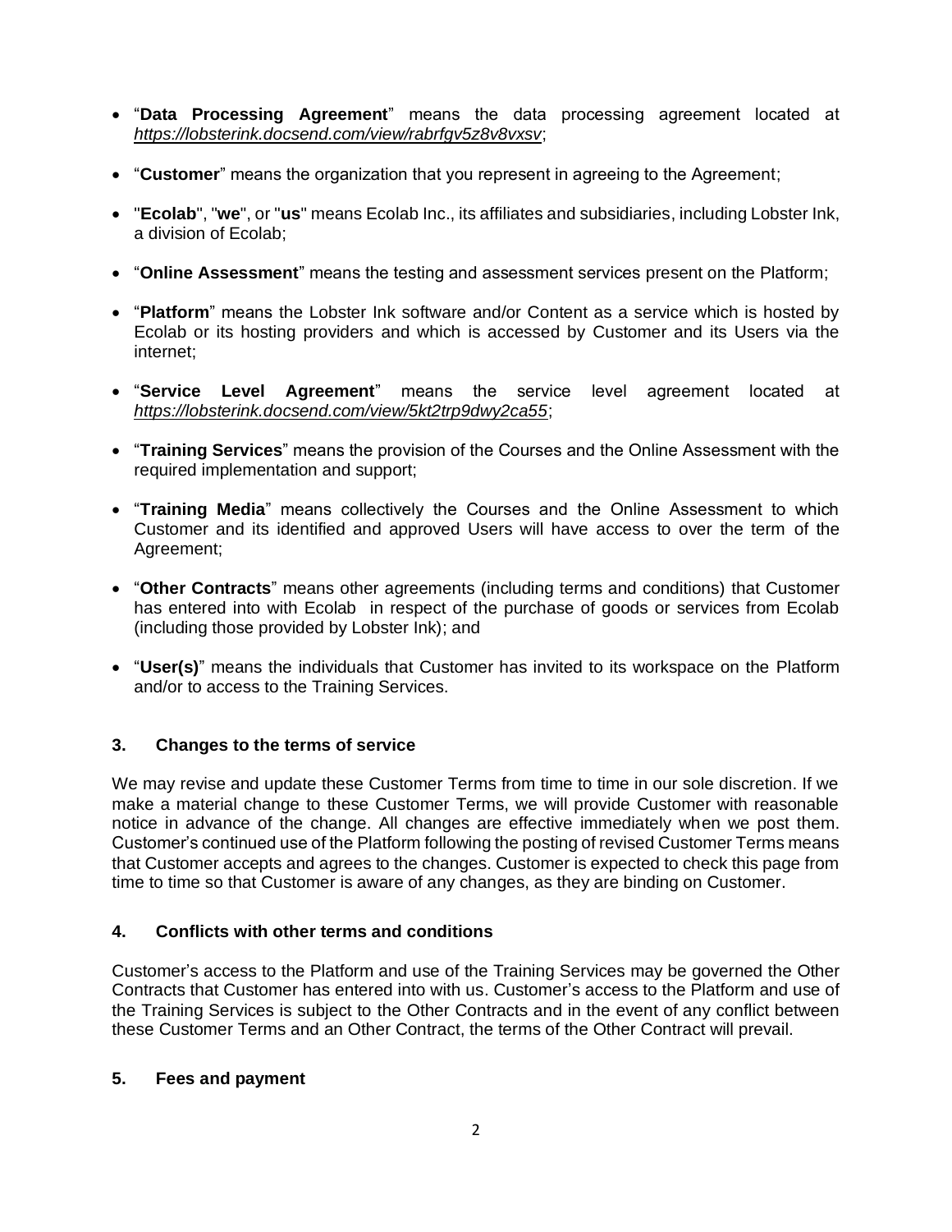- "**Data Processing Agreement**" means the data processing agreement located at *https://lobsterink.docsend.com/view/rabrfgv5z8v8vxsv*;
- "**Customer**" means the organization that you represent in agreeing to the Agreement;
- "**Ecolab**", "**we**", or "**us**" means Ecolab Inc., its affiliates and subsidiaries, including Lobster Ink, a division of Ecolab;
- "**Online Assessment**" means the testing and assessment services present on the Platform;
- "**Platform**" means the Lobster Ink software and/or Content as a service which is hosted by Ecolab or its hosting providers and which is accessed by Customer and its Users via the internet;
- "**Service Level Agreement**" means the service level agreement located at *https://lobsterink.docsend.com/view/5kt2trp9dwy2ca55*;
- "**Training Services**" means the provision of the Courses and the Online Assessment with the required implementation and support;
- "**Training Media**" means collectively the Courses and the Online Assessment to which Customer and its identified and approved Users will have access to over the term of the Agreement;
- "**Other Contracts**" means other agreements (including terms and conditions) that Customer has entered into with Ecolab in respect of the purchase of goods or services from Ecolab (including those provided by Lobster Ink); and
- "**User(s)**" means the individuals that Customer has invited to its workspace on the Platform and/or to access to the Training Services.

## 3. Changes to the terms of service

We may revise and update these Customer Terms from time to time in our sole discretion. If we make a material change to these Customer Terms, we will provide Customer with reasonable notice in advance of the change. All changes are effective immediately when we post them. Customer's continued use of the Platform following the posting of revised Customer Terms means that Customer accepts and agrees to the changes. Customer is expected to check this page from time to time so that Customer is aware of any changes, as they are binding on Customer.

## 4. Conflicts with other terms and conditions

Customer's access to the Platform and use of the Training Services may be governed the Other Contracts that Customer has entered into with us. Customer's access to the Platform and use of the Training Services is subject to the Other Contracts and in the event of any conflict between these Customer Terms and an Other Contract, the terms of the Other Contract will prevail.

## 5. Fees and payment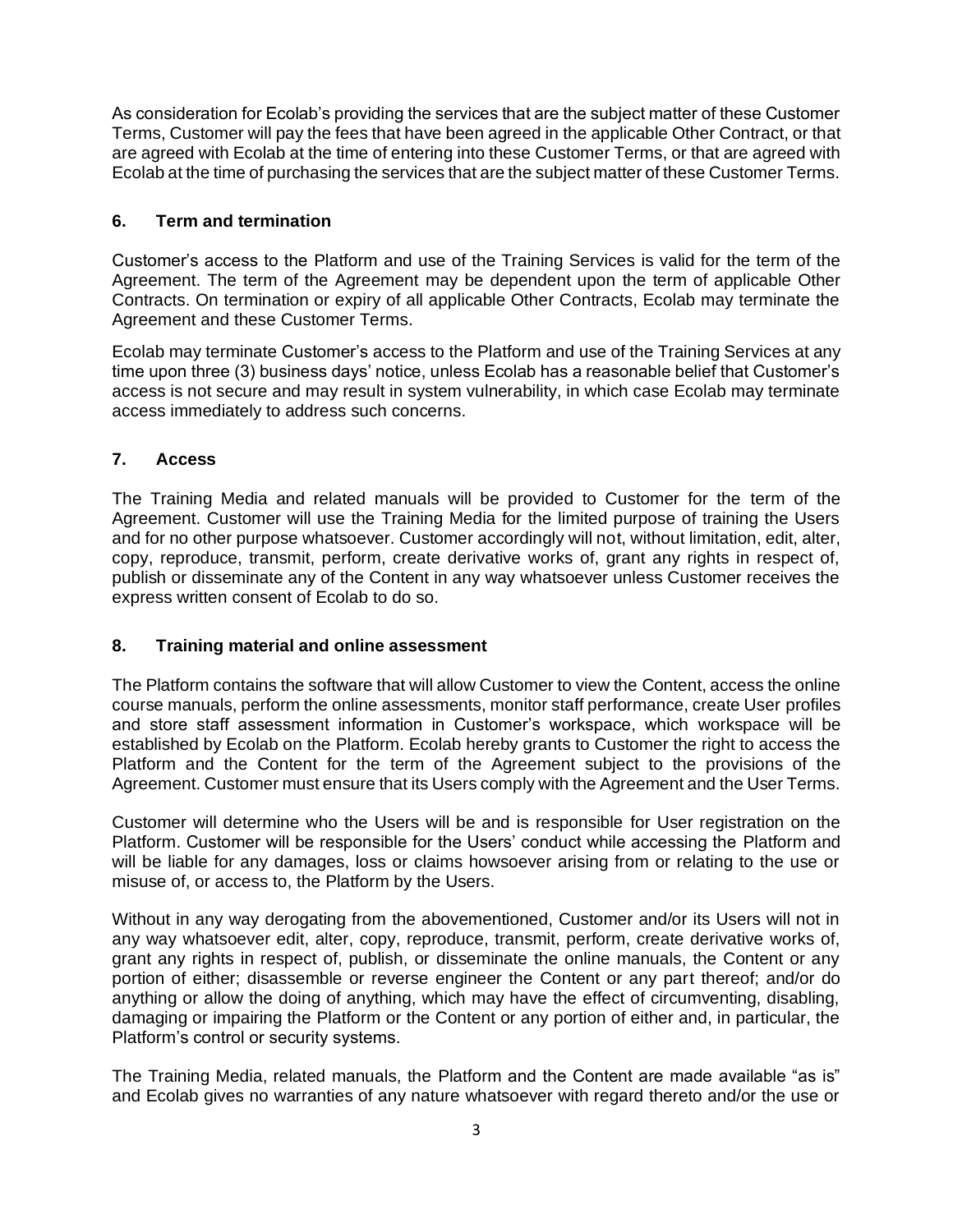As consideration for Ecolab's providing the services that are the subject matter of these Customer Terms, Customer will pay the fees that have been agreed in the applicable Other Contract, or that are agreed with Ecolab at the time of entering into these Customer Terms, or that are agreed with Ecolab at the time of purchasing the services that are the subject matter of these Customer Terms.

## 6. Term and termination

Customer's access to the Platform and use of the Training Services is valid for the term of the Agreement. The term of the Agreement may be dependent upon the term of applicable Other Contracts. On termination or expiry of all applicable Other Contracts, Ecolab may terminate the Agreement and these Customer Terms.

Ecolab may terminate Customer's access to the Platform and use of the Training Services at any time upon three (3) business days' notice, unless Ecolab has a reasonable belief that Customer's access is not secure and may result in system vulnerability, in which case Ecolab may terminate access immediately to address such concerns.

## 7. Access

The Training Media and related manuals will be provided to Customer for the term of the Agreement. Customer will use the Training Media for the limited purpose of training the Users and for no other purpose whatsoever. Customer accordingly will not, without limitation, edit, alter, copy, reproduce, transmit, perform, create derivative works of, grant any rights in respect of, publish or disseminate any of the Content in any way whatsoever unless Customer receives the express written consent of Ecolab to do so.

## 8. Training material and online assessment

The Platform contains the software that will allow Customer to view the Content, access the online course manuals, perform the online assessments, monitor staff performance, create User profiles and store staff assessment information in Customer's workspace, which workspace will be established by Ecolab on the Platform. Ecolab hereby grants to Customer the right to access the Platform and the Content for the term of the Agreement subject to the provisions of the Agreement. Customer must ensure that its Users comply with the Agreement and the User Terms.

Customer will determine who the Users will be and is responsible for User registration on the Platform. Customer will be responsible for the Users' conduct while accessing the Platform and will be liable for any damages, loss or claims howsoever arising from or relating to the use or misuse of, or access to, the Platform by the Users.

Without in any way derogating from the abovementioned, Customer and/or its Users will not in any way whatsoever edit, alter, copy, reproduce, transmit, perform, create derivative works of, grant any rights in respect of, publish, or disseminate the online manuals, the Content or any portion of either; disassemble or reverse engineer the Content or any part thereof; and/or do anything or allow the doing of anything, which may have the effect of circumventing, disabling, damaging or impairing the Platform or the Content or any portion of either and, in particular, the Platform's control or security systems.

The Training Media, related manuals, the Platform and the Content are made available "as is" and Ecolab gives no warranties of any nature whatsoever with regard thereto and/or the use or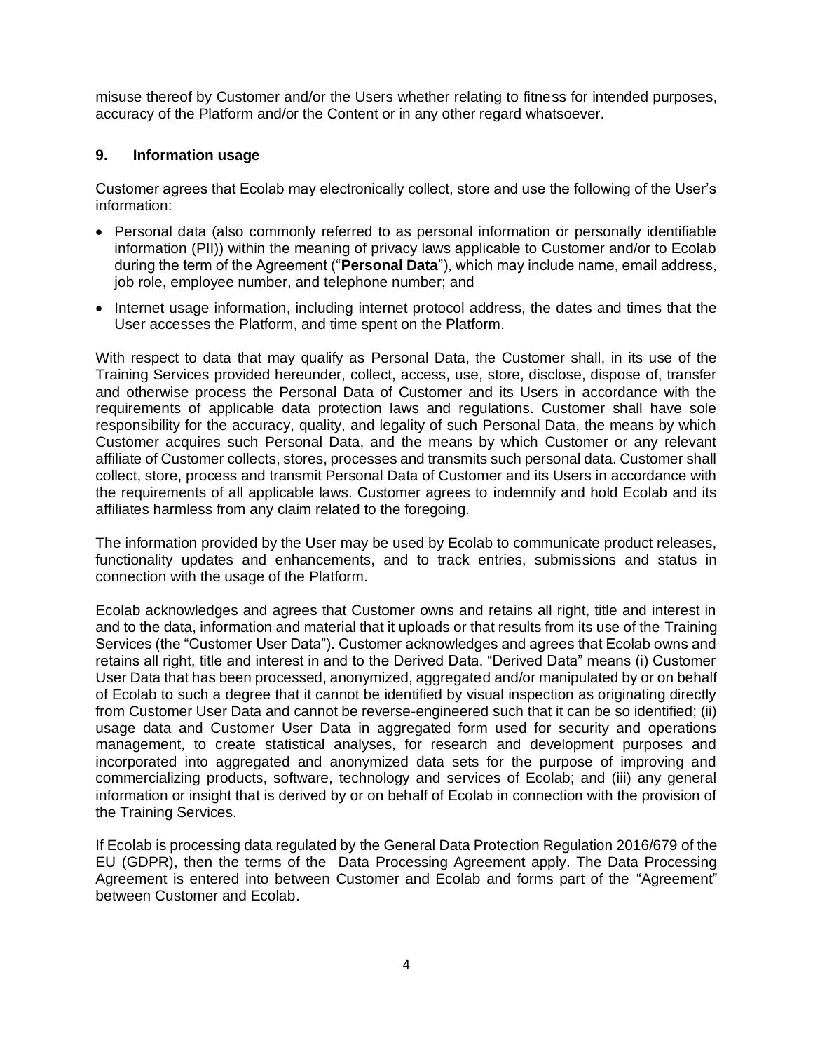misuse thereof by Customer and/or the Users whether relating to fitness for intended purposes, accuracy of the Platform and/or the Content or in any other regard whatsoever.

## 9. Information usage

Customer agrees that Ecolab may electronically collect, store and use the following of the User's information:

- Personal data (also commonly referred to as personal information or personally identifiable information (PII)) within the meaning of privacy laws applicable to Customer and/or to Ecolab during the term of the Agreement ("**Personal Data**"), which may include name, email address, job role, employee number, and telephone number; and
- Internet usage information, including internet protocol address, the dates and times that the User accesses the Platform, and time spent on the Platform.

With respect to data that may qualify as Personal Data, the Customer shall, in its use of the Training Services provided hereunder, collect, access, use, store, disclose, dispose of, transfer and otherwise process the Personal Data of Customer and its Users in accordance with the requirements of applicable data protection laws and regulations. Customer shall have sole responsibility for the accuracy, quality, and legality of such Personal Data, the means by which Customer acquires such Personal Data, and the means by which Customer or any relevant affiliate of Customer collects, stores, processes and transmits such personal data. Customer shall collect, store, process and transmit Personal Data of Customer and its Users in accordance with the requirements of all applicable laws. Customer agrees to indemnify and hold Ecolab and its affiliates harmless from any claim related to the foregoing.

The information provided by the User may be used by Ecolab to communicate product releases, functionality updates and enhancements, and to track entries, submissions and status in connection with the usage of the Platform.

Ecolab acknowledges and agrees that Customer owns and retains all right, title and interest in and to the data, information and material that it uploads or that results from its use of the Training Services (the "Customer User Data"). Customer acknowledges and agrees that Ecolab owns and retains all right, title and interest in and to the Derived Data. "Derived Data" means (i) Customer User Data that has been processed, anonymized, aggregated and/or manipulated by or on behalf of Ecolab to such a degree that it cannot be identified by visual inspection as originating directly from Customer User Data and cannot be reverse-engineered such that it can be so identified; (ii) usage data and Customer User Data in aggregated form used for security and operations management, to create statistical analyses, for research and development purposes and incorporated into aggregated and anonymized data sets for the purpose of improving and commercializing products, software, technology and services of Ecolab; and (iii) any general information or insight that is derived by or on behalf of Ecolab in connection with the provision of the Training Services.

If Ecolab is processing data regulated by the General Data Protection Regulation 2016/679 of the EU (GDPR), then the terms of the Data Processing Agreement apply. The Data Processing Agreement is entered into between Customer and Ecolab and forms part of the "Agreement" between Customer and Ecolab.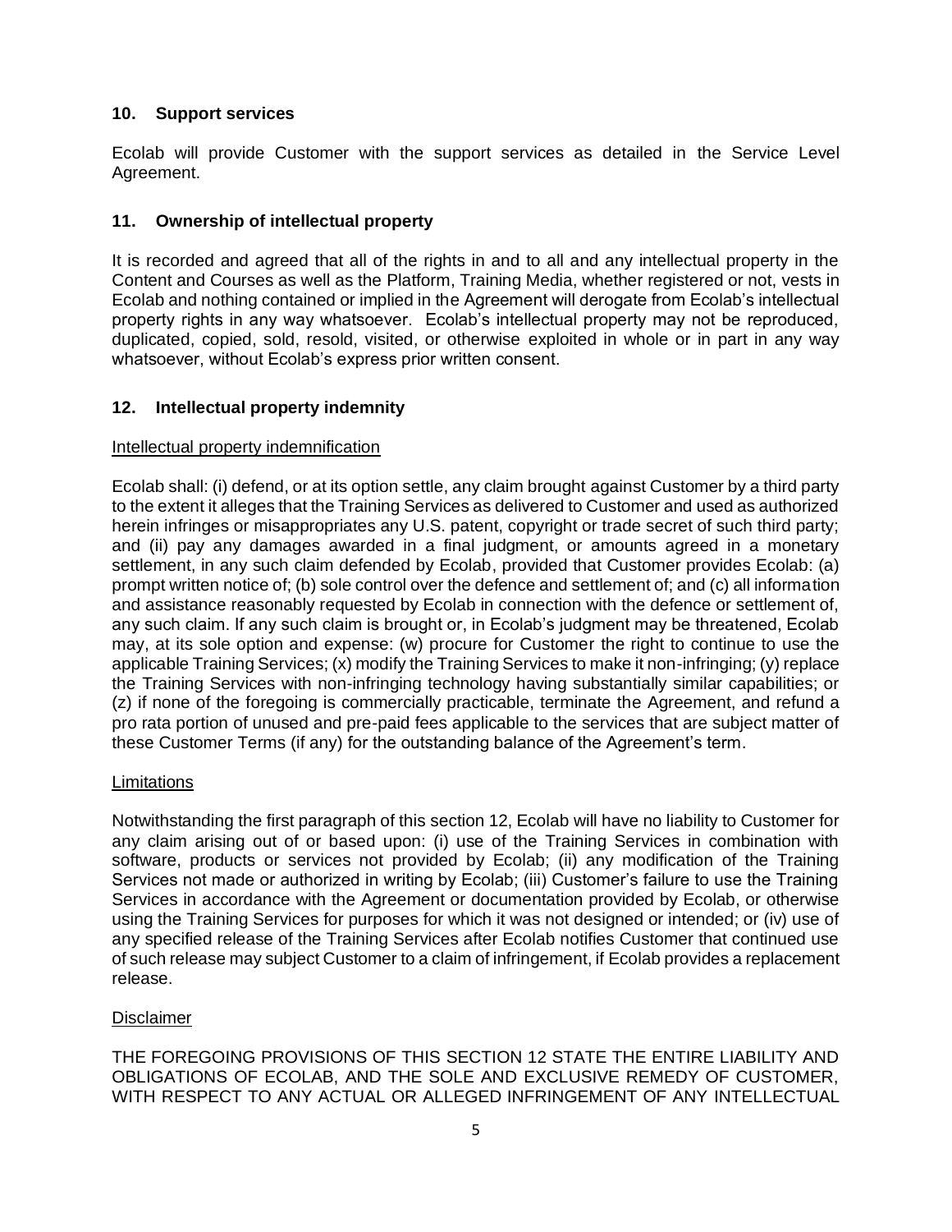## 10. Support services

Ecolab will provide Customer with the support services as detailed in the Service Level Agreement.

## 11. Ownership of intellectual property

It is recorded and agreed that all of the rights in and to all and any intellectual property in the Content and Courses as well as the Platform, Training Media, whether registered or not, vests in Ecolab and nothing contained or implied in the Agreement will derogate from Ecolab's intellectual property rights in any way whatsoever. Ecolab's intellectual property may not be reproduced, duplicated, copied, sold, resold, visited, or otherwise exploited in whole or in part in any way whatsoever, without Ecolab's express prior written consent.

## 12. Intellectual property indemnity

Intellectual property indemnification

Ecolab shall: (i) defend, or at its option settle, any claim brought against Customer by a third party to the extent it alleges that the Training Services as delivered to Customer and used as authorized herein infringes or misappropriates any U.S. patent, copyright or trade secret of such third party; and (ii) pay any damages awarded in a final judgment, or amounts agreed in a monetary settlement, in any such claim defended by Ecolab, provided that Customer provides Ecolab: (a) prompt written notice of; (b) sole control over the defence and settlement of; and (c) all information and assistance reasonably requested by Ecolab in connection with the defence or settlement of, any such claim. If any such claim is brought or, in Ecolab's judgment may be threatened, Ecolab may, at its sole option and expense: (w) procure for Customer the right to continue to use the applicable Training Services; (x) modify the Training Services to make it non-infringing; (y) replace the Training Services with non-infringing technology having substantially similar capabilities; or (z) if none of the foregoing is commercially practicable, terminate the Agreement, and refund a pro rata portion of unused and pre-paid fees applicable to the services that are subject matter of these Customer Terms (if any) for the outstanding balance of the Agreement's term.

Limitations

Notwithstanding the first paragraph of this section 12, Ecolab will have no liability to Customer for any claim arising out of or based upon: (i) use of the Training Services in combination with software, products or services not provided by Ecolab; (ii) any modification of the Training Services not made or authorized in writing by Ecolab; (iii) Customer's failure to use the Training Services in accordance with the Agreement or documentation provided by Ecolab, or otherwise using the Training Services for purposes for which it was not designed or intended; or (iv) use of any specified release of the Training Services after Ecolab notifies Customer that continued use of such release may subject Customer to a claim of infringement, if Ecolab provides a replacement release.

Disclaimer

THE FOREGOING PROVISIONS OF THIS SECTION 12 STATE THE ENTIRE LIABILITY AND OBLIGATIONS OF ECOLAB, AND THE SOLE AND EXCLUSIVE REMEDY OF CUSTOMER, WITH RESPECT TO ANY ACTUAL OR ALLEGED INFRINGEMENT OF ANY INTELLECTUAL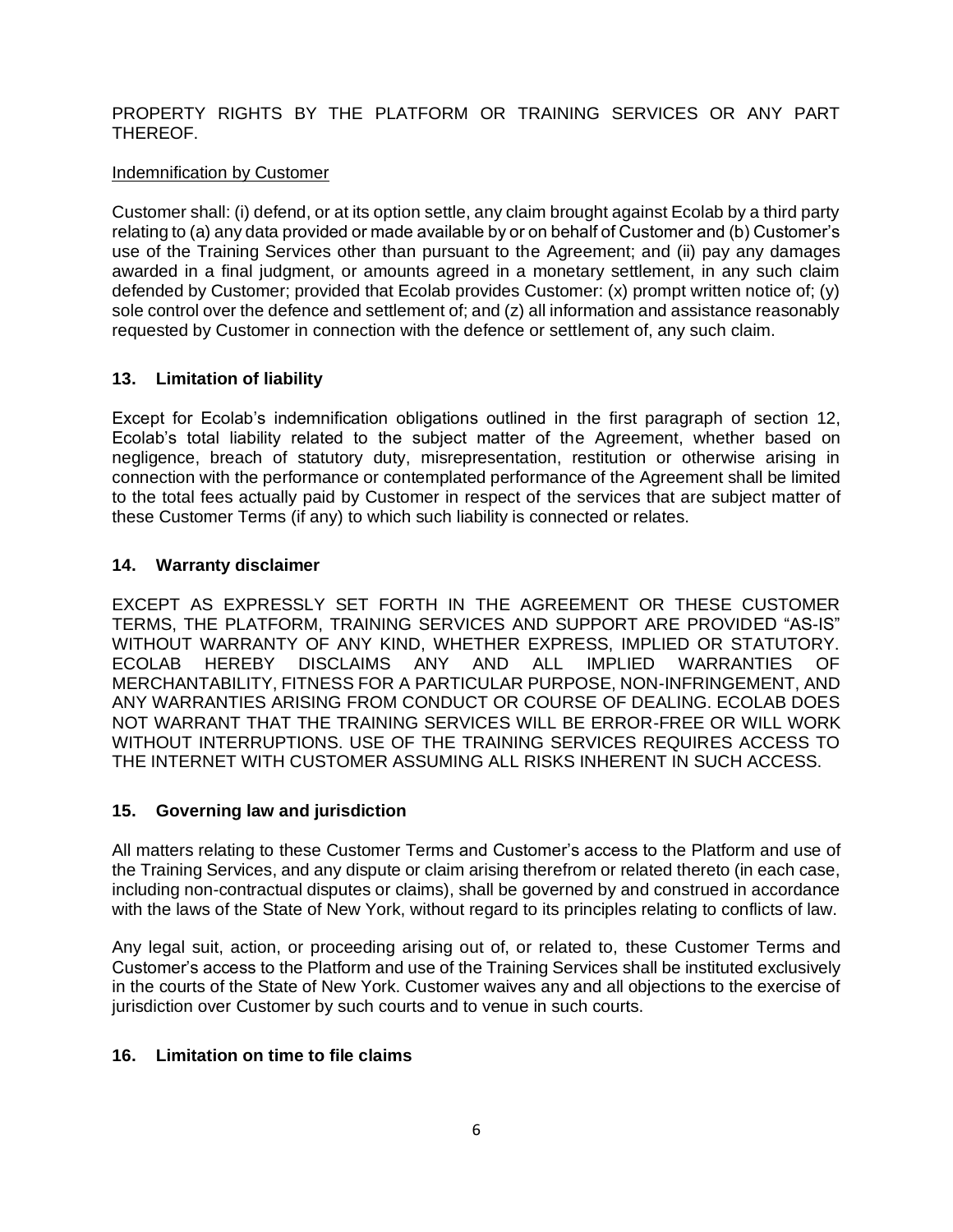PROPERTY RIGHTS BY THE PLATFORM OR TRAINING SERVICES OR ANY PART THEREOF.

Indemnification by Customer

Customer shall: (i) defend, or at its option settle, any claim brought against Ecolab by a third party relating to (a) any data provided or made available by or on behalf of Customer and (b) Customer's use of the Training Services other than pursuant to the Agreement; and (ii) pay any damages awarded in a final judgment, or amounts agreed in a monetary settlement, in any such claim defended by Customer; provided that Ecolab provides Customer: (x) prompt written notice of; (y) sole control over the defence and settlement of; and (z) all information and assistance reasonably requested by Customer in connection with the defence or settlement of, any such claim.

## 13. Limitation of liability

Except for Ecolab's indemnification obligations outlined in the first paragraph of section 12, Ecolab's total liability related to the subject matter of the Agreement, whether based on negligence, breach of statutory duty, misrepresentation, restitution or otherwise arising in connection with the performance or contemplated performance of the Agreement shall be limited to the total fees actually paid by Customer in respect of the services that are subject matter of these Customer Terms (if any) to which such liability is connected or relates.

## 14. Warranty disclaimer

EXCEPT AS EXPRESSLY SET FORTH IN THE AGREEMENT OR THESE CUSTOMER TERMS, THE PLATFORM, TRAINING SERVICES AND SUPPORT ARE PROVIDED "AS-IS" WITHOUT WARRANTY OF ANY KIND, WHETHER EXPRESS, IMPLIED OR STATUTORY. ECOLAB HEREBY DISCLAIMS ANY AND ALL IMPLIED WARRANTIES OF MERCHANTABILITY, FITNESS FOR A PARTICULAR PURPOSE, NON-INFRINGEMENT, AND ANY WARRANTIES ARISING FROM CONDUCT OR COURSE OF DEALING. ECOLAB DOES NOT WARRANT THAT THE TRAINING SERVICES WILL BE ERROR-FREE OR WILL WORK WITHOUT INTERRUPTIONS. USE OF THE TRAINING SERVICES REQUIRES ACCESS TO THE INTERNET WITH CUSTOMER ASSUMING ALL RISKS INHERENT IN SUCH ACCESS.

## 15. Governing law and jurisdiction

All matters relating to these Customer Terms and Customer's access to the Platform and use of the Training Services, and any dispute or claim arising therefrom or related thereto (in each case, including non-contractual disputes or claims), shall be governed by and construed in accordance with the laws of the State of New York, without regard to its principles relating to conflicts of law.

Any legal suit, action, or proceeding arising out of, or related to, these Customer Terms and Customer's access to the Platform and use of the Training Services shall be instituted exclusively in the courts of the State of New York. Customer waives any and all objections to the exercise of jurisdiction over Customer by such courts and to venue in such courts.

## 16. Limitation on time to file claims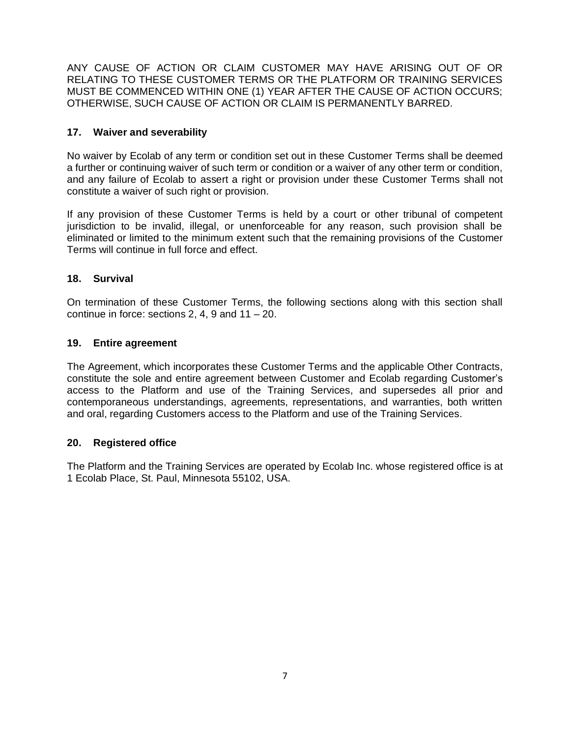ANY CAUSE OF ACTION OR CLAIM CUSTOMER MAY HAVE ARISING OUT OF OR RELATING TO THESE CUSTOMER TERMS OR THE PLATFORM OR TRAINING SERVICES MUST BE COMMENCED WITHIN ONE (1) YEAR AFTER THE CAUSE OF ACTION OCCURS; OTHERWISE, SUCH CAUSE OF ACTION OR CLAIM IS PERMANENTLY BARRED.

## 17. Waiver and severability

No waiver by Ecolab of any term or condition set out in these Customer Terms shall be deemed a further or continuing waiver of such term or condition or a waiver of any other term or condition, and any failure of Ecolab to assert a right or provision under these Customer Terms shall not constitute a waiver of such right or provision.

If any provision of these Customer Terms is held by a court or other tribunal of competent jurisdiction to be invalid, illegal, or unenforceable for any reason, such provision shall be eliminated or limited to the minimum extent such that the remaining provisions of the Customer Terms will continue in full force and effect.

## 18. Survival

On termination of these Customer Terms, the following sections along with this section shall continue in force: sections 2, 4, 9 and 11 – 20.

## 19. Entire agreement

The Agreement, which incorporates these Customer Terms and the applicable Other Contracts, constitute the sole and entire agreement between Customer and Ecolab regarding Customer's access to the Platform and use of the Training Services, and supersedes all prior and contemporaneous understandings, agreements, representations, and warranties, both written and oral, regarding Customers access to the Platform and use of the Training Services.

## 20. Registered office

The Platform and the Training Services are operated by Ecolab Inc. whose registered office is at 1 Ecolab Place, St. Paul, Minnesota 55102, USA.